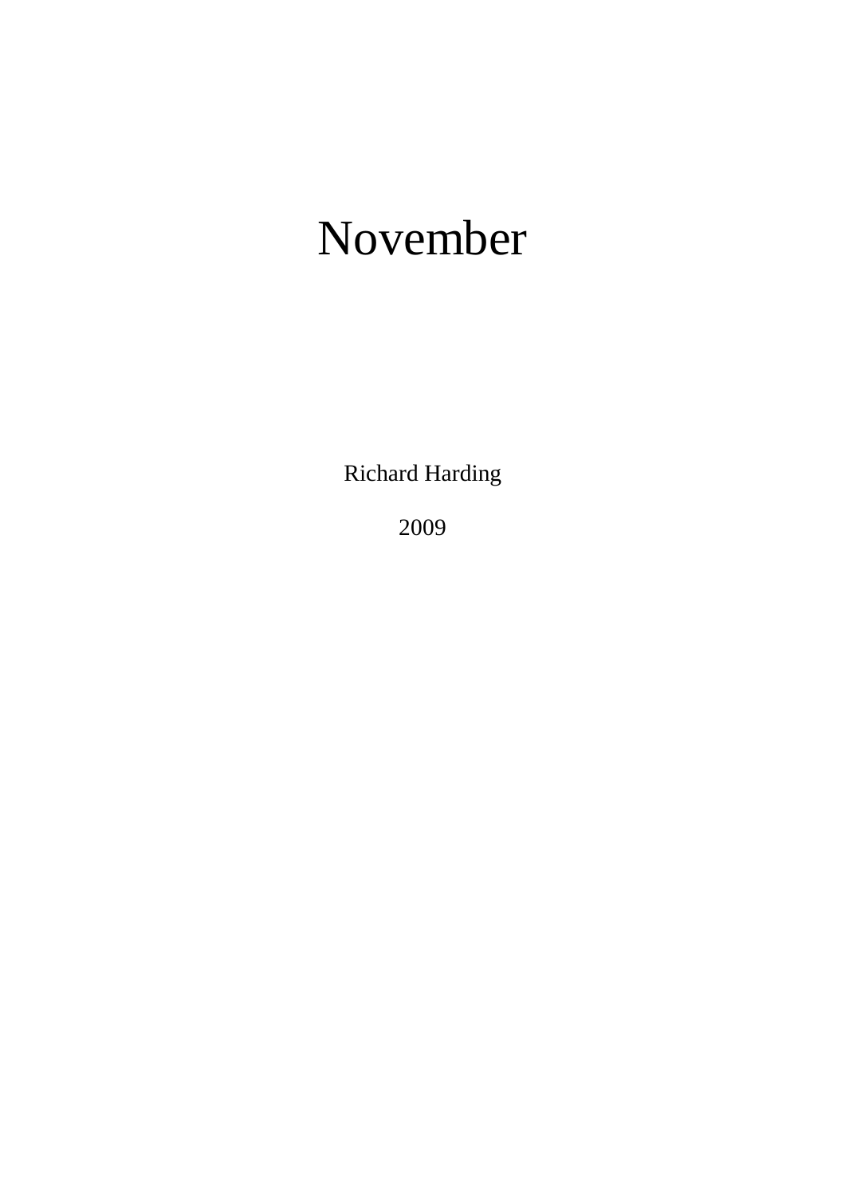# November

Richard Harding

2009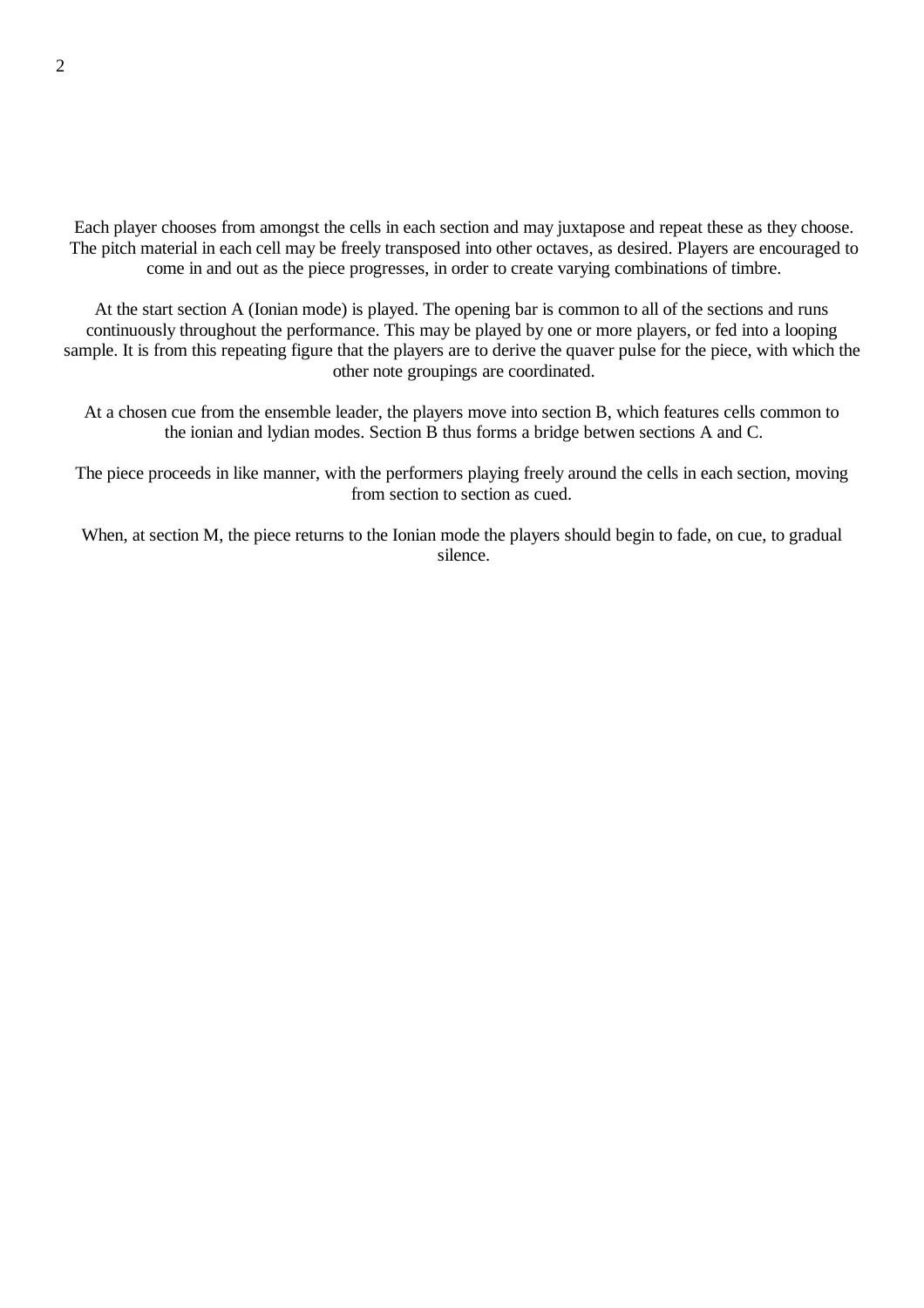Each player chooses from amongst the cells in each section and may juxtapose and repeat these as they choose. The pitch material in each cell may be freely transposed into other octaves, as desired. Players are encouraged to come in and out as the piece progresses, in order to create varying combinations of timbre.

At the start section A (Ionian mode) is played. The opening bar is common to all of the sections and runs continuously throughout the performance. This may be played by one or more players, or fed into a looping sample. It is from this repeating figure that the players are to derive the quaver pulse for the piece, with which the other note groupings are coordinated.

At a chosen cue from the ensemble leader, the players move into section B, which features cells common to the ionian and lydian modes. Section B thus forms a bridge betwen sections A and C.

The piece proceeds in like manner, with the performers playing freely around the cells in each section, moving from section to section as cued.

When, at section M, the piece returns to the Ionian mode the players should begin to fade, on cue, to gradual silence.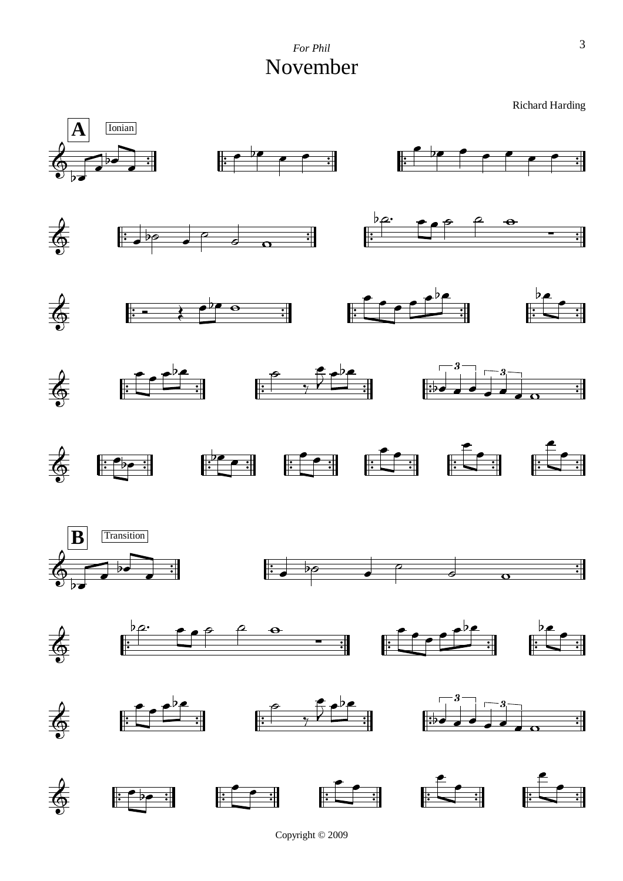*For Phil*

# November

Richard Harding

**A** Ionian

**B** Transition

Copyright © 2009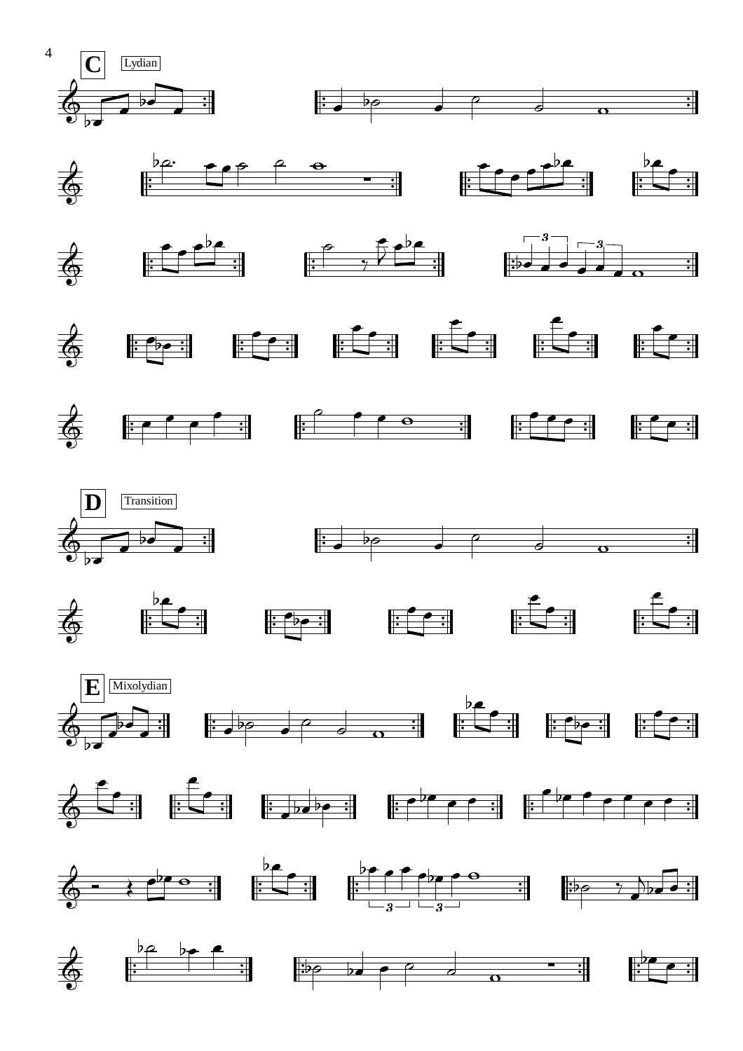**C** Lydian

**D** Transition

**E** Mixolydian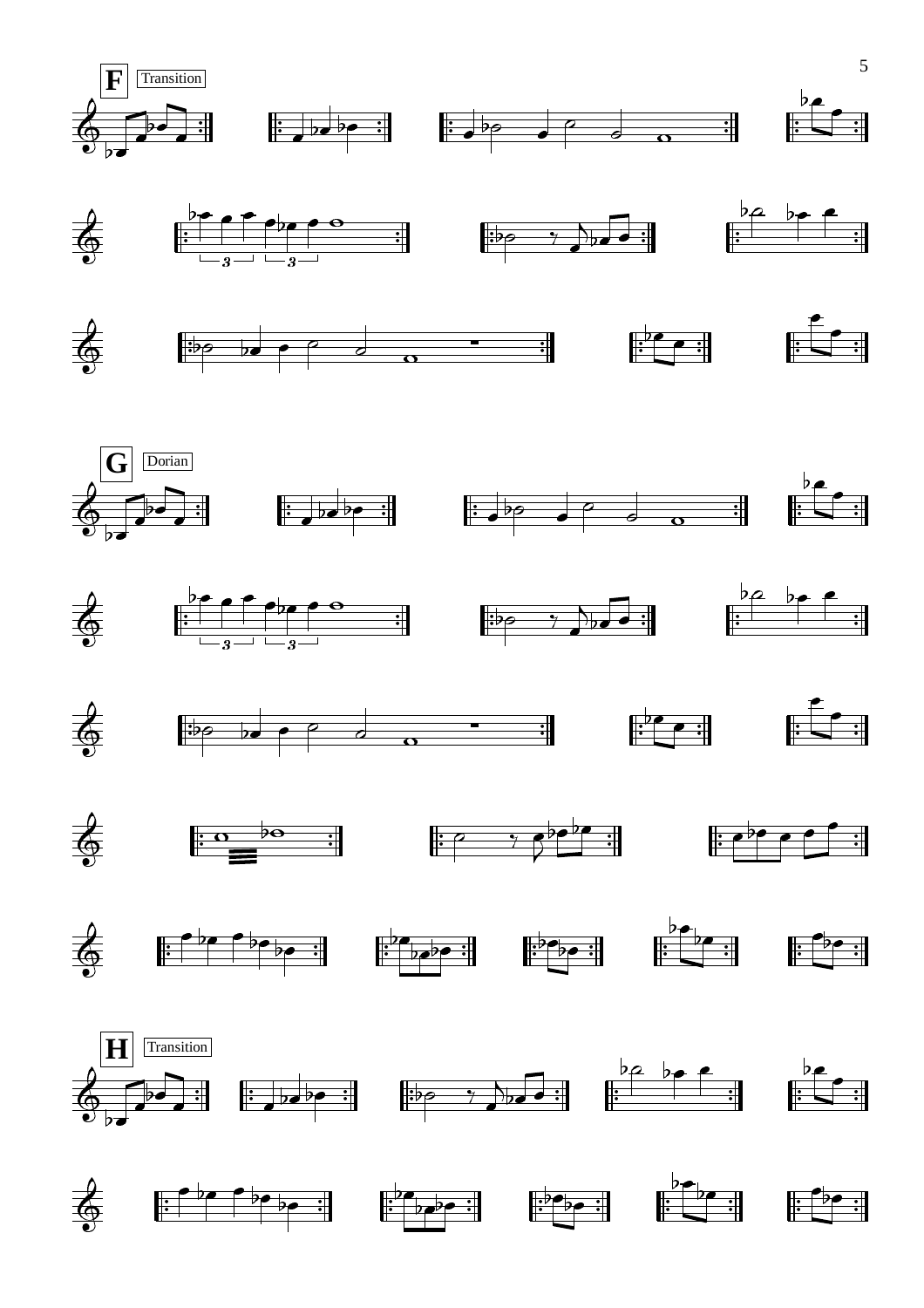**F** Transition

**G** Dorian

**H** Transition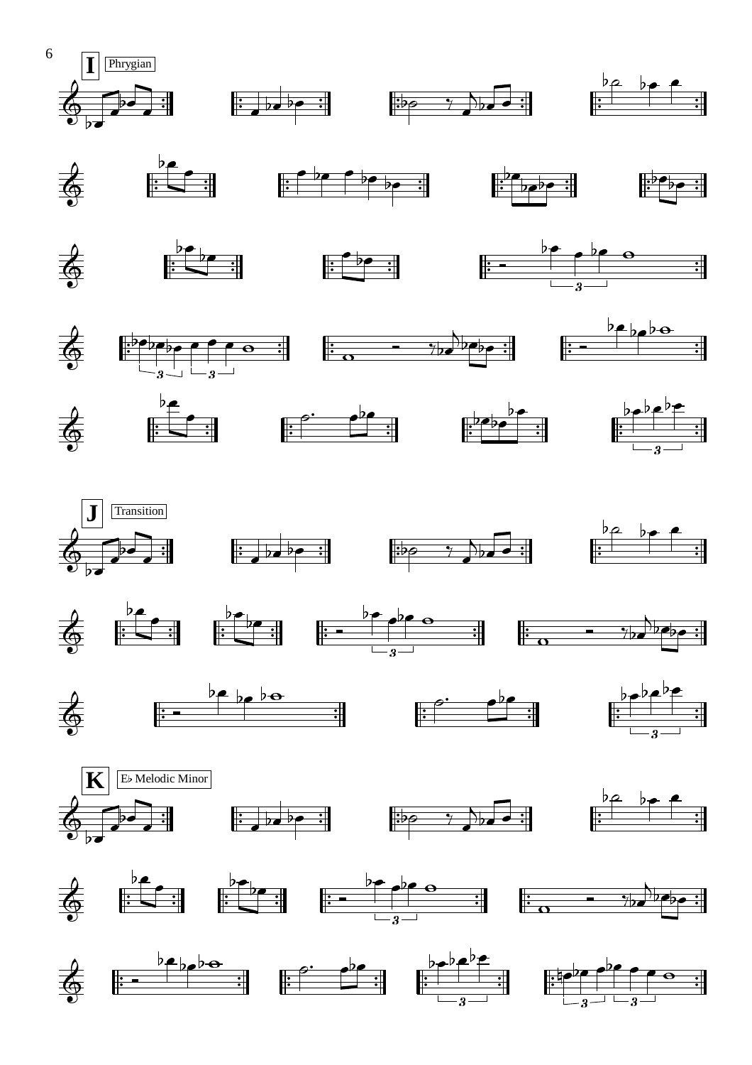**I** Phrygian

**J** Transition

**K** E♭ Melodic Minor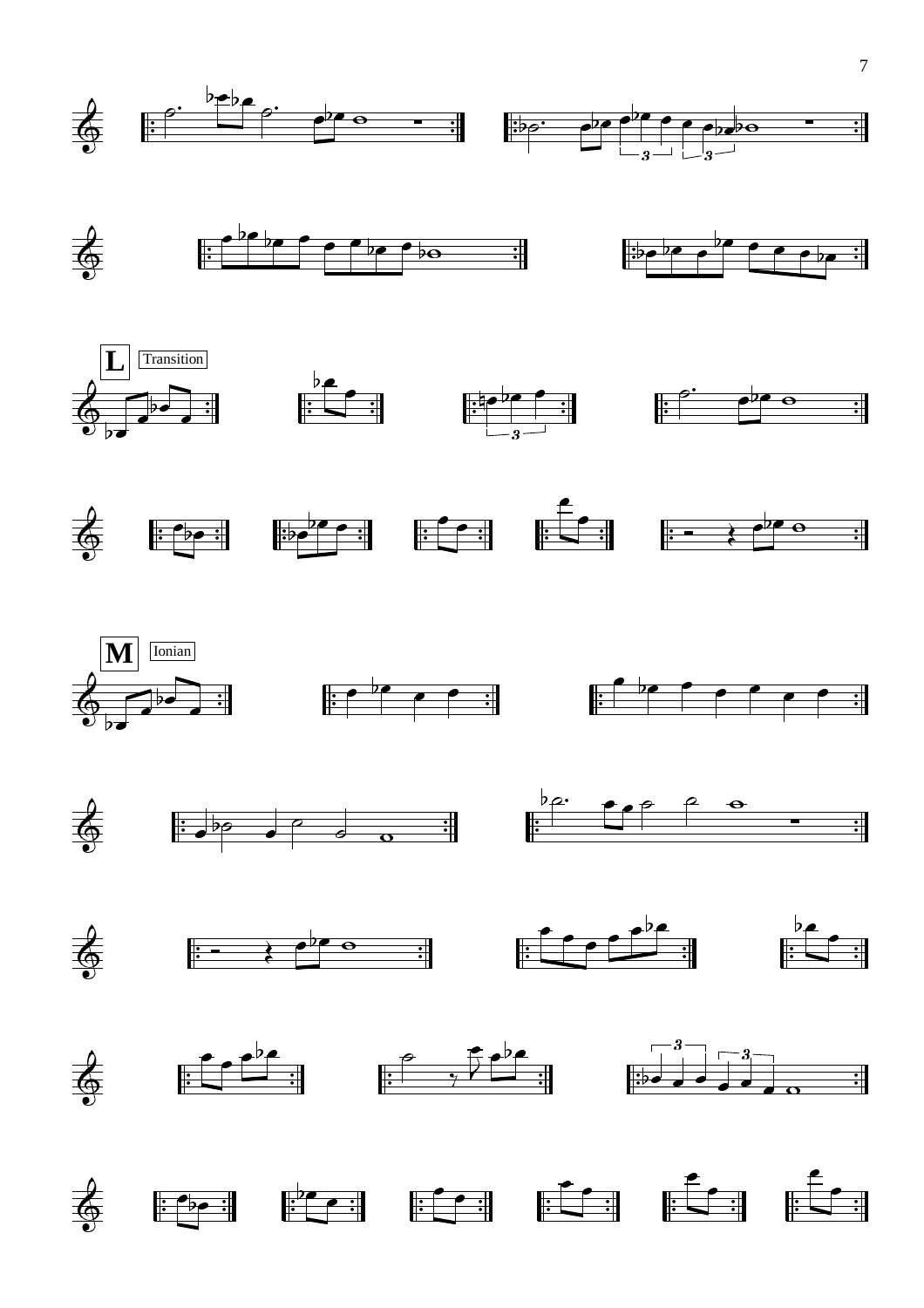**L** Transition

**M** Ionian